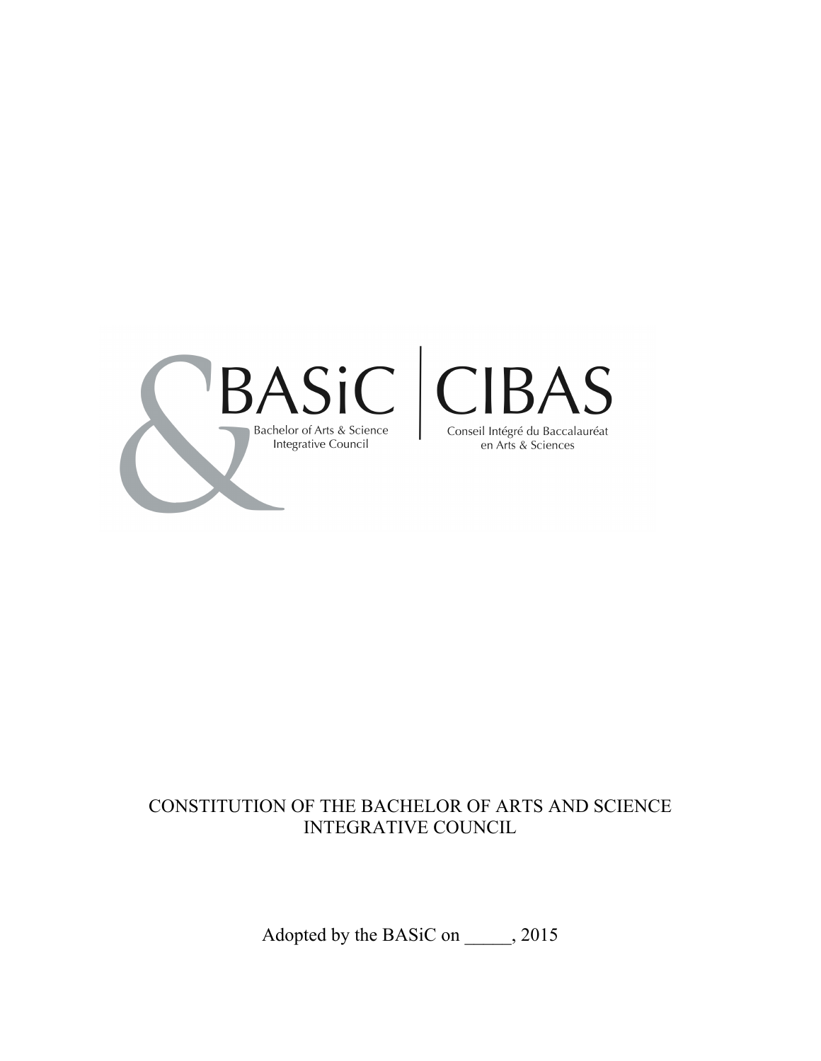BASiC | CIBAS

Bachelor of Arts & Science Integrative Council

Conseil Intégré du Baccalauréat en Arts & Sciences

# CONSTITUTION OF THE BACHELOR OF ARTS AND SCIENCE INTEGRATIVE COUNCIL

Adopted by the BASiC on _____, 2015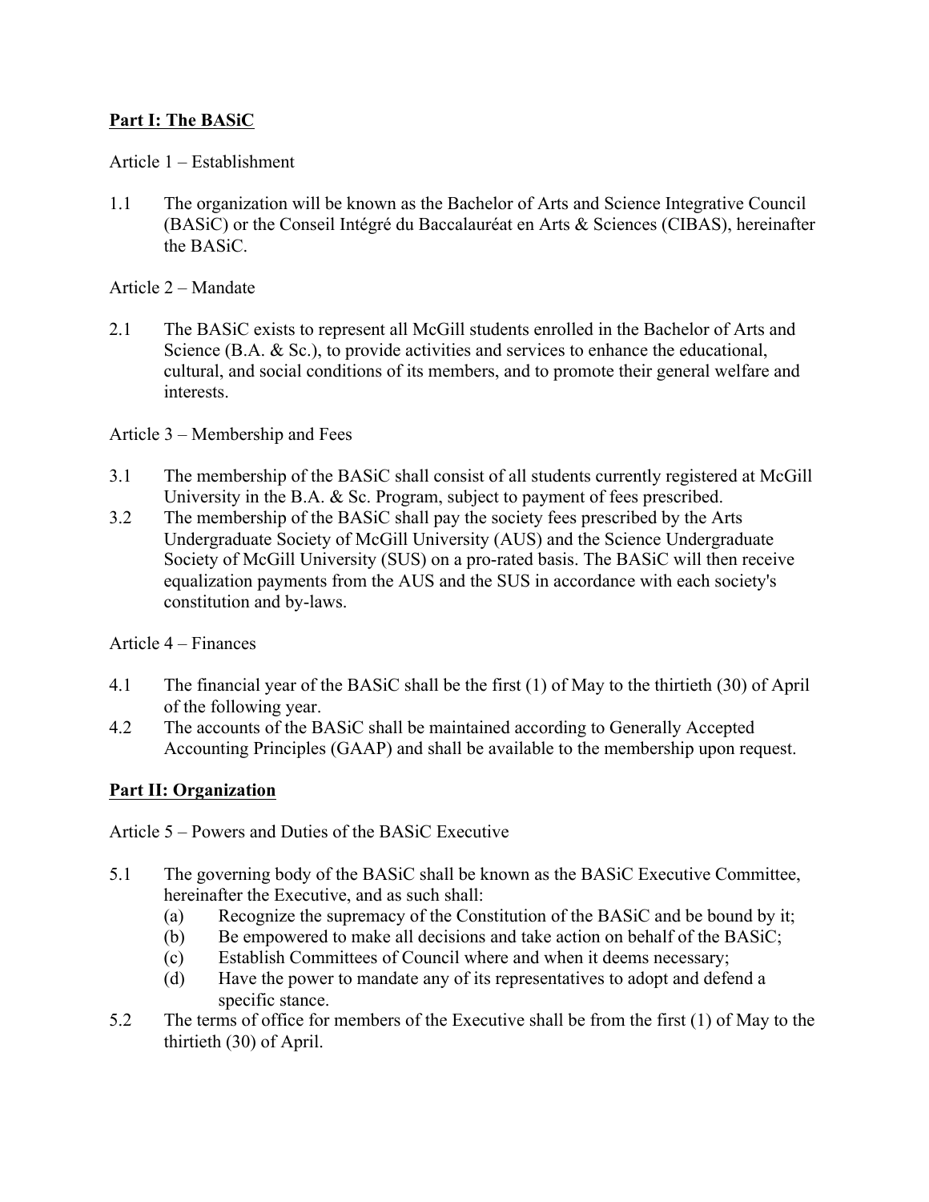## **Part I: The BASiC**

Article 1 – Establishment

1.1 The organization will be known as the Bachelor of Arts and Science Integrative Council (BASiC) or the Conseil Intégré du Baccalauréat en Arts & Sciences (CIBAS), hereinafter the BASiC.

Article 2 – Mandate

2.1 The BASiC exists to represent all McGill students enrolled in the Bachelor of Arts and Science (B.A. & Sc.), to provide activities and services to enhance the educational, cultural, and social conditions of its members, and to promote their general welfare and interests.

Article 3 – Membership and Fees

3.1 The membership of the BASiC shall consist of all students currently registered at McGill University in the B.A. & Sc. Program, subject to payment of fees prescribed.
3.2 The membership of the BASiC shall pay the society fees prescribed by the Arts Undergraduate Society of McGill University (AUS) and the Science Undergraduate Society of McGill University (SUS) on a pro-rated basis. The BASiC will then receive equalization payments from the AUS and the SUS in accordance with each society's constitution and by-laws.

Article 4 – Finances

4.1 The financial year of the BASiC shall be the first (1) of May to the thirtieth (30) of April of the following year.
4.2 The accounts of the BASiC shall be maintained according to Generally Accepted Accounting Principles (GAAP) and shall be available to the membership upon request.

## **Part II: Organization**

Article 5 – Powers and Duties of the BASiC Executive

5.1 The governing body of the BASiC shall be known as the BASiC Executive Committee, hereinafter the Executive, and as such shall:
    (a) Recognize the supremacy of the Constitution of the BASiC and be bound by it;
    (b) Be empowered to make all decisions and take action on behalf of the BASiC;
    (c) Establish Committees of Council where and when it deems necessary;
    (d) Have the power to mandate any of its representatives to adopt and defend a specific stance.
5.2 The terms of office for members of the Executive shall be from the first (1) of May to the thirtieth (30) of April.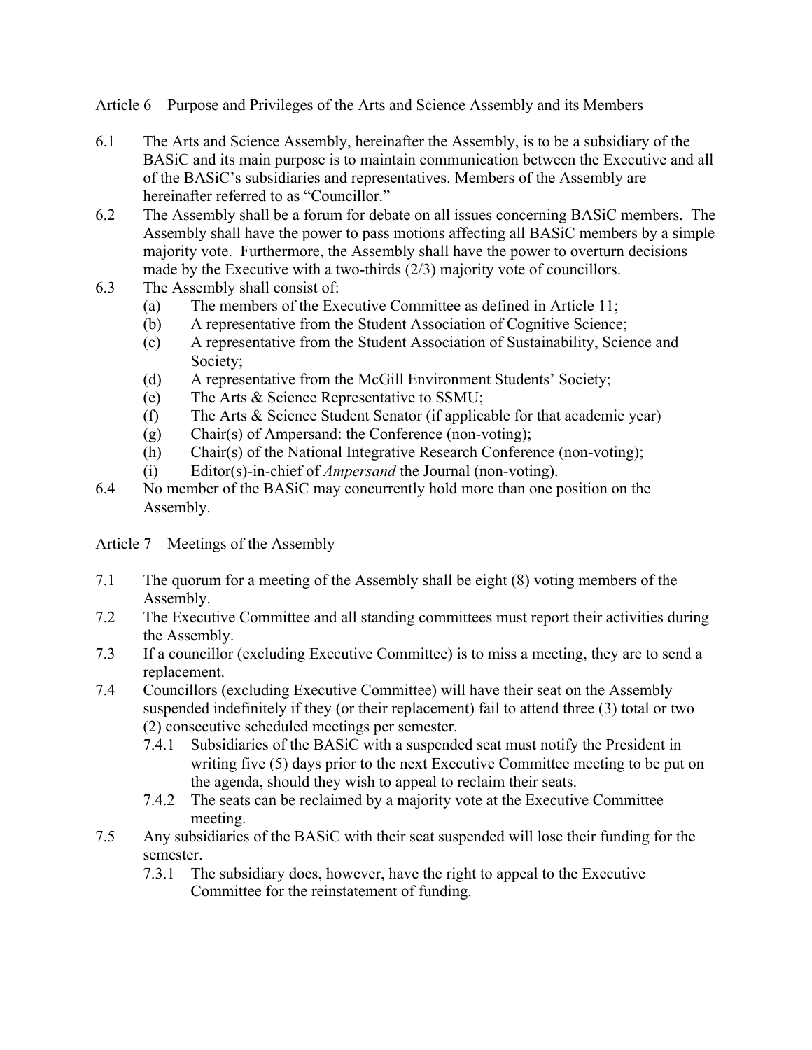## Article 6 – Purpose and Privileges of the Arts and Science Assembly and its Members

6.1 The Arts and Science Assembly, hereinafter the Assembly, is to be a subsidiary of the BASiC and its main purpose is to maintain communication between the Executive and all of the BASiC's subsidiaries and representatives. Members of the Assembly are hereinafter referred to as "Councillor."

6.2 The Assembly shall be a forum for debate on all issues concerning BASiC members. The Assembly shall have the power to pass motions affecting all BASiC members by a simple majority vote. Furthermore, the Assembly shall have the power to overturn decisions made by the Executive with a two-thirds (2/3) majority vote of councillors.

6.3 The Assembly shall consist of:

- (a) The members of the Executive Committee as defined in Article 11;
- (b) A representative from the Student Association of Cognitive Science;
- (c) A representative from the Student Association of Sustainability, Science and Society;
- (d) A representative from the McGill Environment Students' Society;
- (e) The Arts & Science Representative to SSMU;
- (f) The Arts & Science Student Senator (if applicable for that academic year)
- (g) Chair(s) of Ampersand: the Conference (non-voting);
- (h) Chair(s) of the National Integrative Research Conference (non-voting);
- (i) Editor(s)-in-chief of *Ampersand* the Journal (non-voting).

6.4 No member of the BASiC may concurrently hold more than one position on the Assembly.

## Article 7 – Meetings of the Assembly

7.1 The quorum for a meeting of the Assembly shall be eight (8) voting members of the Assembly.

7.2 The Executive Committee and all standing committees must report their activities during the Assembly.

7.3 If a councillor (excluding Executive Committee) is to miss a meeting, they are to send a replacement.

7.4 Councillors (excluding Executive Committee) will have their seat on the Assembly suspended indefinitely if they (or their replacement) fail to attend three (3) total or two (2) consecutive scheduled meetings per semester.

- 7.4.1 Subsidiaries of the BASiC with a suspended seat must notify the President in writing five (5) days prior to the next Executive Committee meeting to be put on the agenda, should they wish to appeal to reclaim their seats.
- 7.4.2 The seats can be reclaimed by a majority vote at the Executive Committee meeting.

7.5 Any subsidiaries of the BASiC with their seat suspended will lose their funding for the semester.

- 7.3.1 The subsidiary does, however, have the right to appeal to the Executive Committee for the reinstatement of funding.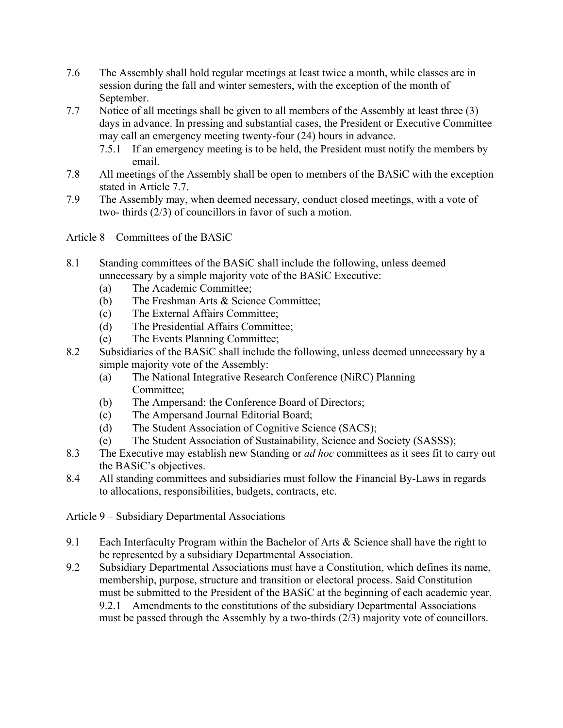7.6 The Assembly shall hold regular meetings at least twice a month, while classes are in session during the fall and winter semesters, with the exception of the month of September.

7.7 Notice of all meetings shall be given to all members of the Assembly at least three (3) days in advance. In pressing and substantial cases, the President or Executive Committee may call an emergency meeting twenty-four (24) hours in advance.

- 7.5.1 If an emergency meeting is to be held, the President must notify the members by email.

7.8 All meetings of the Assembly shall be open to members of the BASiC with the exception stated in Article 7.7.

7.9 The Assembly may, when deemed necessary, conduct closed meetings, with a vote of two- thirds (2/3) of councillors in favor of such a motion.

## Article 8 – Committees of the BASiC

8.1 Standing committees of the BASiC shall include the following, unless deemed unnecessary by a simple majority vote of the BASiC Executive:

- (a) The Academic Committee;
- (b) The Freshman Arts & Science Committee;
- (c) The External Affairs Committee;
- (d) The Presidential Affairs Committee;
- (e) The Events Planning Committee;

8.2 Subsidiaries of the BASiC shall include the following, unless deemed unnecessary by a simple majority vote of the Assembly:

- (a) The National Integrative Research Conference (NiRC) Planning Committee;
- (b) The Ampersand: the Conference Board of Directors;
- (c) The Ampersand Journal Editorial Board;
- (d) The Student Association of Cognitive Science (SACS);
- (e) The Student Association of Sustainability, Science and Society (SASSS);

8.3 The Executive may establish new Standing or *ad hoc* committees as it sees fit to carry out the BASiC's objectives.

8.4 All standing committees and subsidiaries must follow the Financial By-Laws in regards to allocations, responsibilities, budgets, contracts, etc.

## Article 9 – Subsidiary Departmental Associations

9.1 Each Interfaculty Program within the Bachelor of Arts & Science shall have the right to be represented by a subsidiary Departmental Association.

9.2 Subsidiary Departmental Associations must have a Constitution, which defines its name, membership, purpose, structure and transition or electoral process. Said Constitution must be submitted to the President of the BASiC at the beginning of each academic year.

- 9.2.1 Amendments to the constitutions of the subsidiary Departmental Associations must be passed through the Assembly by a two-thirds (2/3) majority vote of councillors.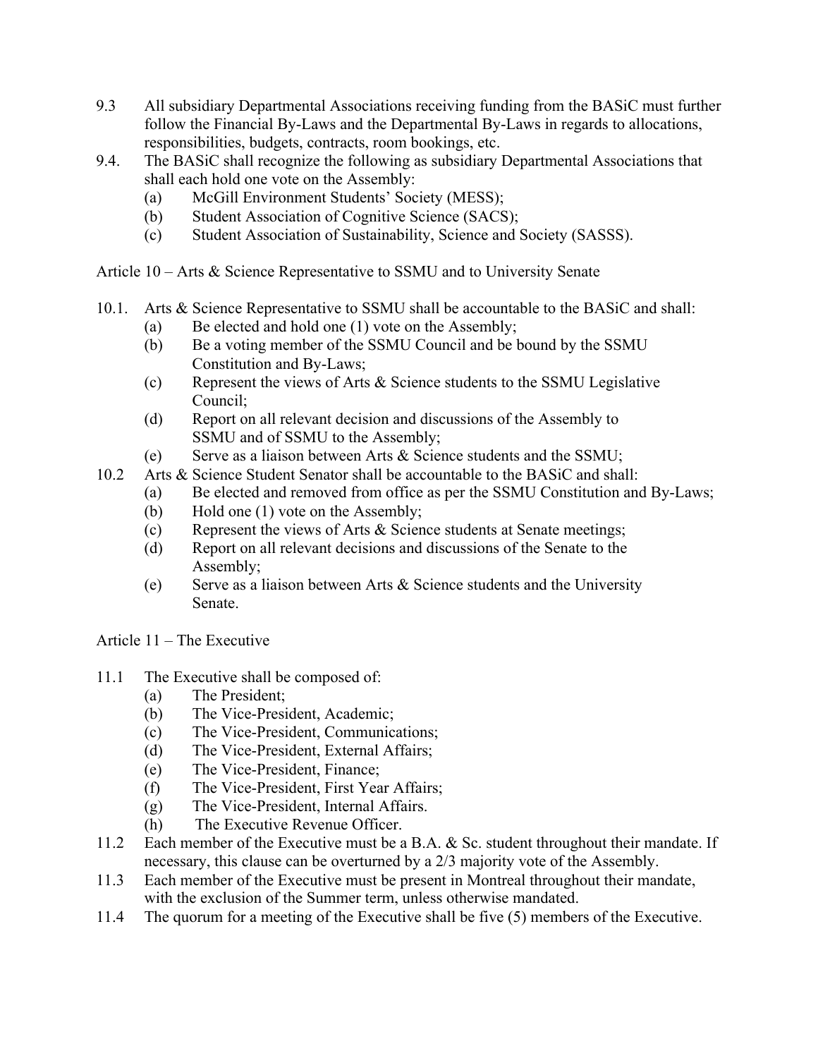9.3 All subsidiary Departmental Associations receiving funding from the BASiC must further follow the Financial By-Laws and the Departmental By-Laws in regards to allocations, responsibilities, budgets, contracts, room bookings, etc.

9.4. The BASiC shall recognize the following as subsidiary Departmental Associations that shall each hold one vote on the Assembly:

- (a) McGill Environment Students' Society (MESS);
- (b) Student Association of Cognitive Science (SACS);
- (c) Student Association of Sustainability, Science and Society (SASSS).

Article 10 – Arts & Science Representative to SSMU and to University Senate

10.1. Arts & Science Representative to SSMU shall be accountable to the BASiC and shall:

- (a) Be elected and hold one (1) vote on the Assembly;
- (b) Be a voting member of the SSMU Council and be bound by the SSMU Constitution and By-Laws;
- (c) Represent the views of Arts & Science students to the SSMU Legislative Council;
- (d) Report on all relevant decision and discussions of the Assembly to SSMU and of SSMU to the Assembly;
- (e) Serve as a liaison between Arts & Science students and the SSMU;

10.2 Arts & Science Student Senator shall be accountable to the BASiC and shall:

- (a) Be elected and removed from office as per the SSMU Constitution and By-Laws;
- (b) Hold one (1) vote on the Assembly;
- (c) Represent the views of Arts & Science students at Senate meetings;
- (d) Report on all relevant decisions and discussions of the Senate to the Assembly;
- (e) Serve as a liaison between Arts & Science students and the University Senate.

Article 11 – The Executive

11.1 The Executive shall be composed of:

- (a) The President;
- (b) The Vice-President, Academic;
- (c) The Vice-President, Communications;
- (d) The Vice-President, External Affairs;
- (e) The Vice-President, Finance;
- (f) The Vice-President, First Year Affairs;
- (g) The Vice-President, Internal Affairs.
- (h) The Executive Revenue Officer.

11.2 Each member of the Executive must be a B.A. & Sc. student throughout their mandate. If necessary, this clause can be overturned by a 2/3 majority vote of the Assembly.

11.3 Each member of the Executive must be present in Montreal throughout their mandate, with the exclusion of the Summer term, unless otherwise mandated.

11.4 The quorum for a meeting of the Executive shall be five (5) members of the Executive.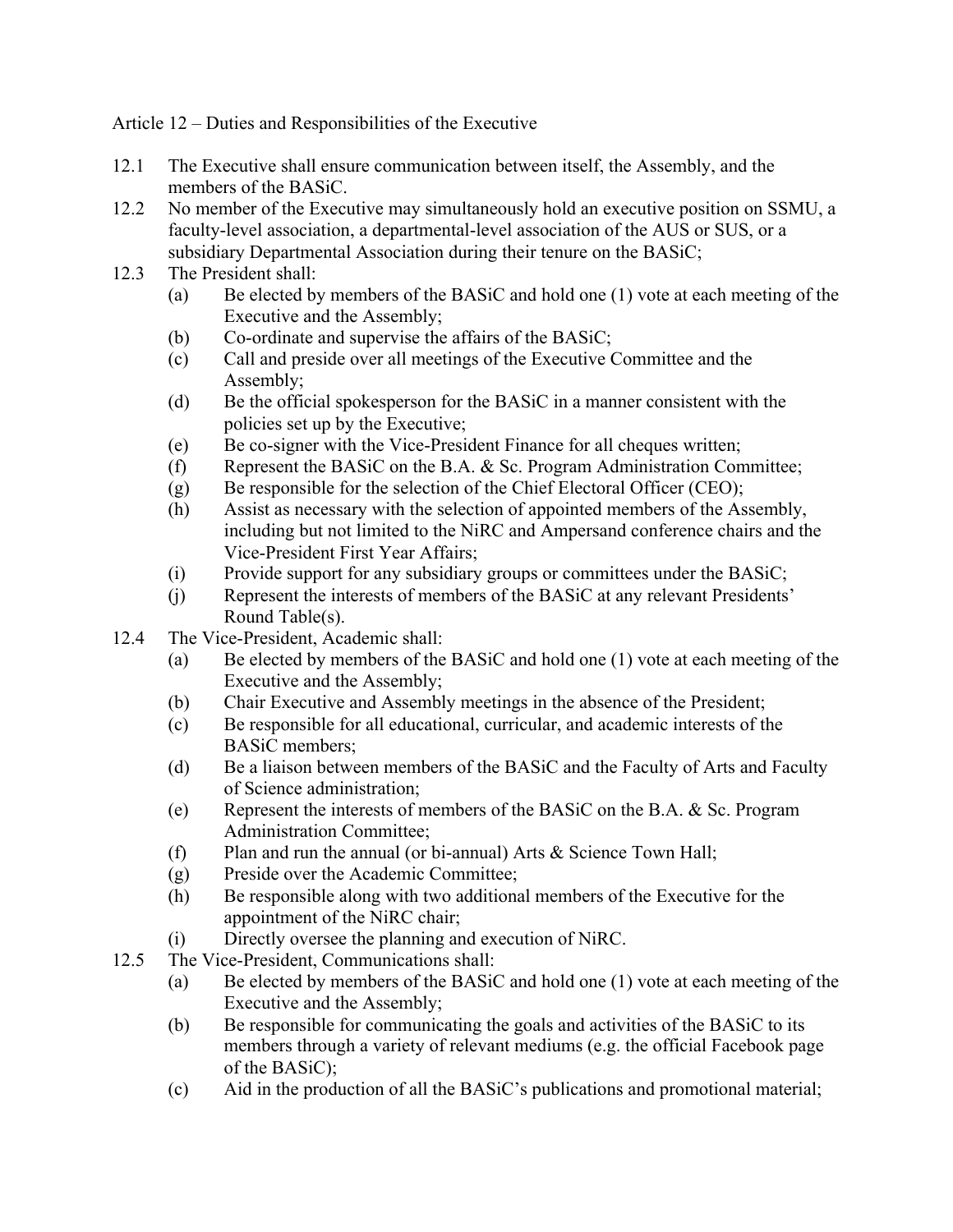## Article 12 – Duties and Responsibilities of the Executive

12.1 The Executive shall ensure communication between itself, the Assembly, and the members of the BASiC.

12.2 No member of the Executive may simultaneously hold an executive position on SSMU, a faculty-level association, a departmental-level association of the AUS or SUS, or a subsidiary Departmental Association during their tenure on the BASiC;

12.3 The President shall:

- (a) Be elected by members of the BASiC and hold one (1) vote at each meeting of the Executive and the Assembly;
- (b) Co-ordinate and supervise the affairs of the BASiC;
- (c) Call and preside over all meetings of the Executive Committee and the Assembly;
- (d) Be the official spokesperson for the BASiC in a manner consistent with the policies set up by the Executive;
- (e) Be co-signer with the Vice-President Finance for all cheques written;
- (f) Represent the BASiC on the B.A. & Sc. Program Administration Committee;
- (g) Be responsible for the selection of the Chief Electoral Officer (CEO);
- (h) Assist as necessary with the selection of appointed members of the Assembly, including but not limited to the NiRC and Ampersand conference chairs and the Vice-President First Year Affairs;
- (i) Provide support for any subsidiary groups or committees under the BASiC;
- (j) Represent the interests of members of the BASiC at any relevant Presidents' Round Table(s).

12.4 The Vice-President, Academic shall:

- (a) Be elected by members of the BASiC and hold one (1) vote at each meeting of the Executive and the Assembly;
- (b) Chair Executive and Assembly meetings in the absence of the President;
- (c) Be responsible for all educational, curricular, and academic interests of the BASiC members;
- (d) Be a liaison between members of the BASiC and the Faculty of Arts and Faculty of Science administration;
- (e) Represent the interests of members of the BASiC on the B.A. & Sc. Program Administration Committee;
- (f) Plan and run the annual (or bi-annual) Arts & Science Town Hall;
- (g) Preside over the Academic Committee;
- (h) Be responsible along with two additional members of the Executive for the appointment of the NiRC chair;
- (i) Directly oversee the planning and execution of NiRC.

12.5 The Vice-President, Communications shall:

- (a) Be elected by members of the BASiC and hold one (1) vote at each meeting of the Executive and the Assembly;
- (b) Be responsible for communicating the goals and activities of the BASiC to its members through a variety of relevant mediums (e.g. the official Facebook page of the BASiC);
- (c) Aid in the production of all the BASiC's publications and promotional material;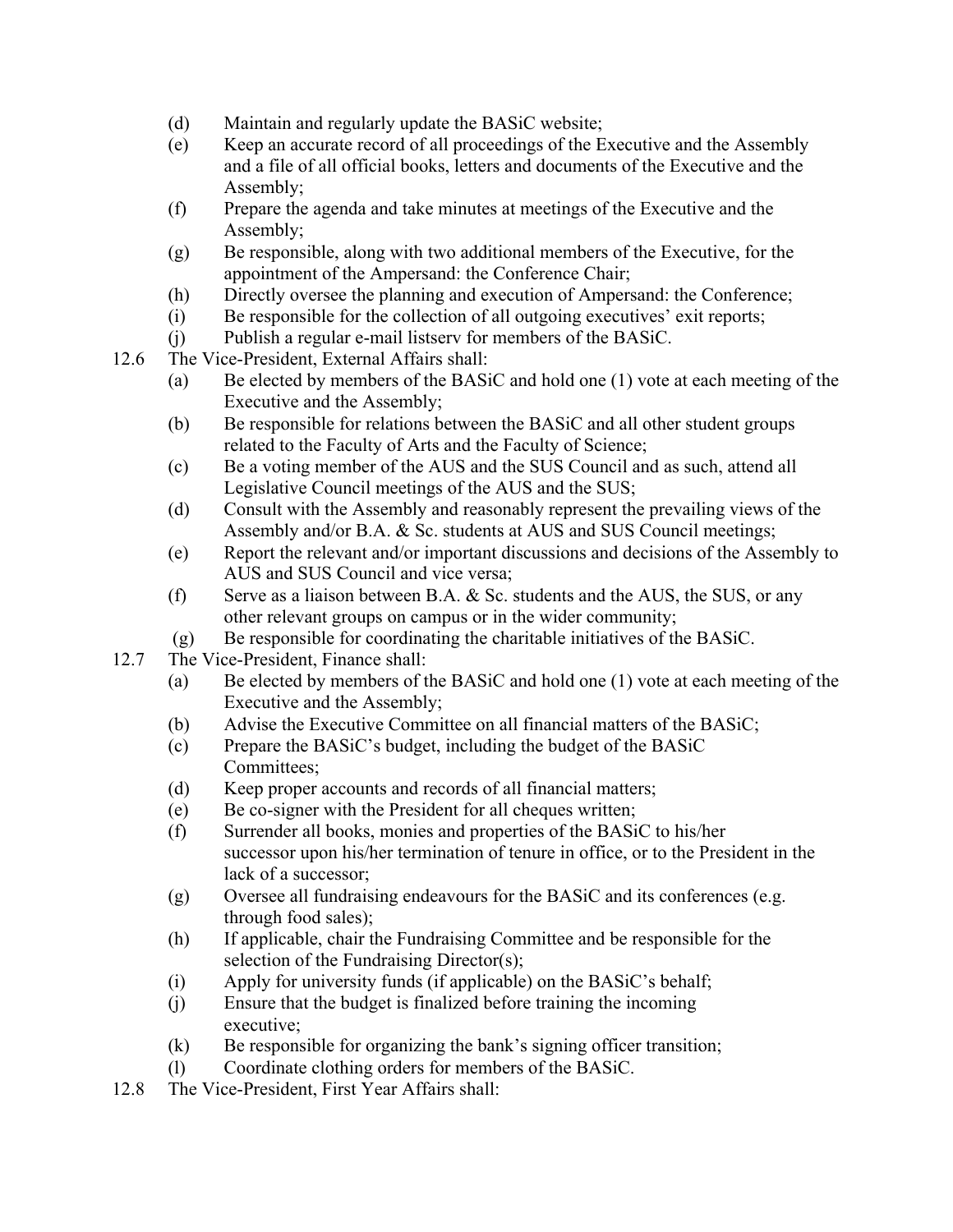(d) Maintain and regularly update the BASiC website;

(e) Keep an accurate record of all proceedings of the Executive and the Assembly and a file of all official books, letters and documents of the Executive and the Assembly;

(f) Prepare the agenda and take minutes at meetings of the Executive and the Assembly;

(g) Be responsible, along with two additional members of the Executive, for the appointment of the Ampersand: the Conference Chair;

(h) Directly oversee the planning and execution of Ampersand: the Conference;

(i) Be responsible for the collection of all outgoing executives' exit reports;

(j) Publish a regular e-mail listserv for members of the BASiC.

12.6 The Vice-President, External Affairs shall:

(a) Be elected by members of the BASiC and hold one (1) vote at each meeting of the Executive and the Assembly;

(b) Be responsible for relations between the BASiC and all other student groups related to the Faculty of Arts and the Faculty of Science;

(c) Be a voting member of the AUS and the SUS Council and as such, attend all Legislative Council meetings of the AUS and the SUS;

(d) Consult with the Assembly and reasonably represent the prevailing views of the Assembly and/or B.A. & Sc. students at AUS and SUS Council meetings;

(e) Report the relevant and/or important discussions and decisions of the Assembly to AUS and SUS Council and vice versa;

(f) Serve as a liaison between B.A. & Sc. students and the AUS, the SUS, or any other relevant groups on campus or in the wider community;

(g) Be responsible for coordinating the charitable initiatives of the BASiC.

12.7 The Vice-President, Finance shall:

(a) Be elected by members of the BASiC and hold one (1) vote at each meeting of the Executive and the Assembly;

(b) Advise the Executive Committee on all financial matters of the BASiC;

(c) Prepare the BASiC's budget, including the budget of the BASiC Committees;

(d) Keep proper accounts and records of all financial matters;

(e) Be co-signer with the President for all cheques written;

(f) Surrender all books, monies and properties of the BASiC to his/her successor upon his/her termination of tenure in office, or to the President in the lack of a successor;

(g) Oversee all fundraising endeavours for the BASiC and its conferences (e.g. through food sales);

(h) If applicable, chair the Fundraising Committee and be responsible for the selection of the Fundraising Director(s);

(i) Apply for university funds (if applicable) on the BASiC's behalf;

(j) Ensure that the budget is finalized before training the incoming executive;

(k) Be responsible for organizing the bank's signing officer transition;

(l) Coordinate clothing orders for members of the BASiC.

12.8 The Vice-President, First Year Affairs shall: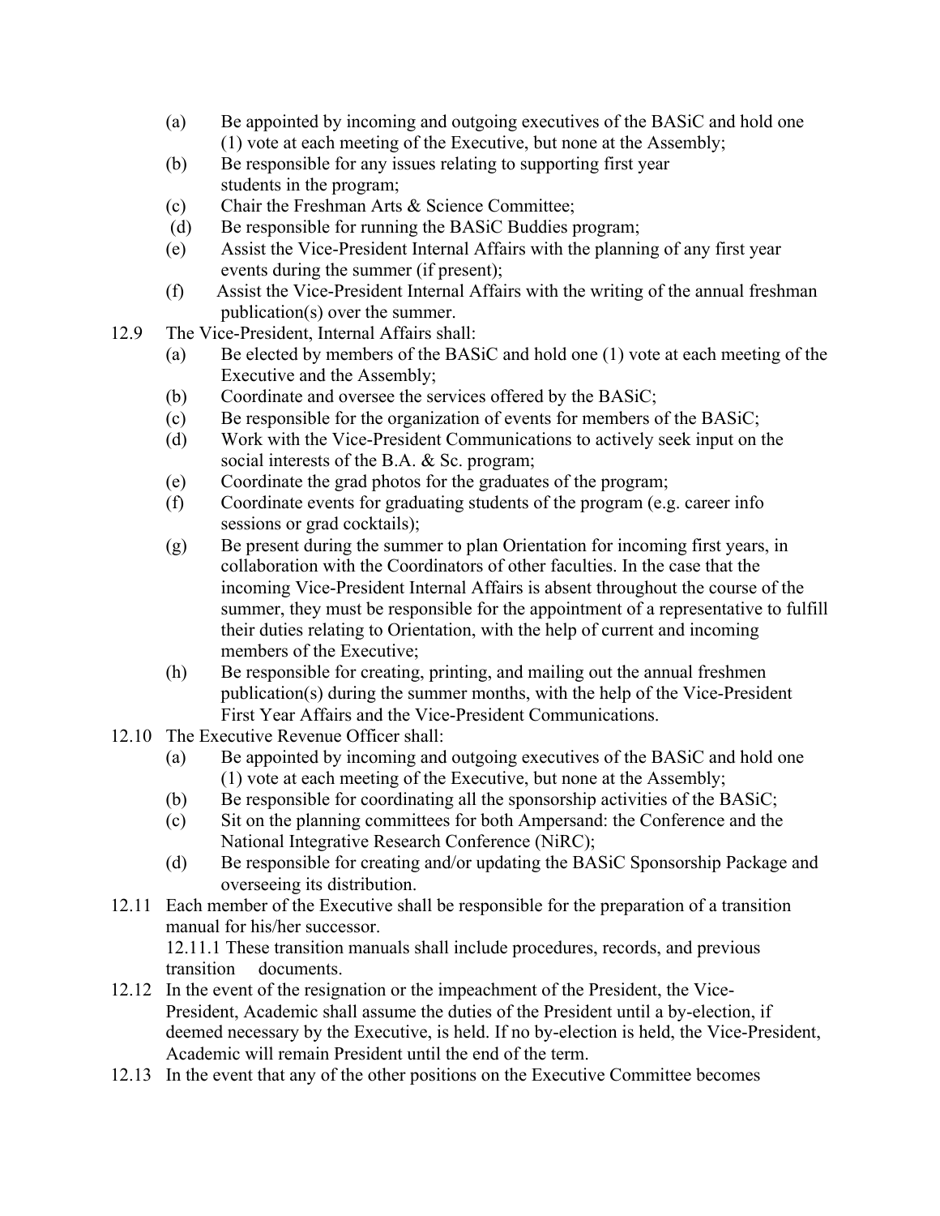(a) Be appointed by incoming and outgoing executives of the BASiC and hold one (1) vote at each meeting of the Executive, but none at the Assembly;

(b) Be responsible for any issues relating to supporting first year students in the program;

(c) Chair the Freshman Arts & Science Committee;

(d) Be responsible for running the BASiC Buddies program;

(e) Assist the Vice-President Internal Affairs with the planning of any first year events during the summer (if present);

(f) Assist the Vice-President Internal Affairs with the writing of the annual freshman publication(s) over the summer.

12.9 The Vice-President, Internal Affairs shall:

(a) Be elected by members of the BASiC and hold one (1) vote at each meeting of the Executive and the Assembly;

(b) Coordinate and oversee the services offered by the BASiC;

(c) Be responsible for the organization of events for members of the BASiC;

(d) Work with the Vice-President Communications to actively seek input on the social interests of the B.A. & Sc. program;

(e) Coordinate the grad photos for the graduates of the program;

(f) Coordinate events for graduating students of the program (e.g. career info sessions or grad cocktails);

(g) Be present during the summer to plan Orientation for incoming first years, in collaboration with the Coordinators of other faculties. In the case that the incoming Vice-President Internal Affairs is absent throughout the course of the summer, they must be responsible for the appointment of a representative to fulfill their duties relating to Orientation, with the help of current and incoming members of the Executive;

(h) Be responsible for creating, printing, and mailing out the annual freshmen publication(s) during the summer months, with the help of the Vice-President First Year Affairs and the Vice-President Communications.

12.10 The Executive Revenue Officer shall:

(a) Be appointed by incoming and outgoing executives of the BASiC and hold one (1) vote at each meeting of the Executive, but none at the Assembly;

(b) Be responsible for coordinating all the sponsorship activities of the BASiC;

(c) Sit on the planning committees for both Ampersand: the Conference and the National Integrative Research Conference (NiRC);

(d) Be responsible for creating and/or updating the BASiC Sponsorship Package and overseeing its distribution.

12.11 Each member of the Executive shall be responsible for the preparation of a transition manual for his/her successor.

12.11.1 These transition manuals shall include procedures, records, and previous transition documents.

12.12 In the event of the resignation or the impeachment of the President, the Vice-President, Academic shall assume the duties of the President until a by-election, if deemed necessary by the Executive, is held. If no by-election is held, the Vice-President, Academic will remain President until the end of the term.

12.13 In the event that any of the other positions on the Executive Committee becomes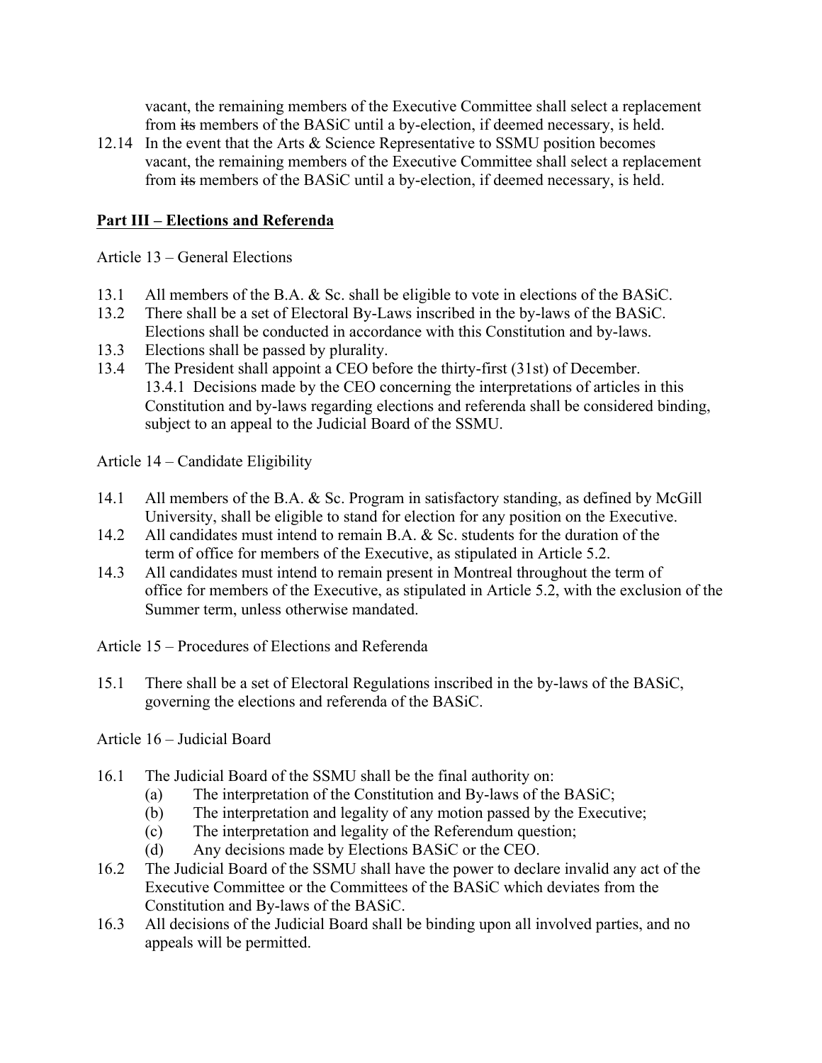vacant, the remaining members of the Executive Committee shall select a replacement from ~~its~~ members of the BASiC until a by-election, if deemed necessary, is held.

12.14 In the event that the Arts & Science Representative to SSMU position becomes vacant, the remaining members of the Executive Committee shall select a replacement from ~~its~~ members of the BASiC until a by-election, if deemed necessary, is held.

## **Part III – Elections and Referenda**

Article 13 – General Elections

13.1 All members of the B.A. & Sc. shall be eligible to vote in elections of the BASiC.

13.2 There shall be a set of Electoral By-Laws inscribed in the by-laws of the BASiC. Elections shall be conducted in accordance with this Constitution and by-laws.

13.3 Elections shall be passed by plurality.

13.4 The President shall appoint a CEO before the thirty-first (31st) of December.

13.4.1 Decisions made by the CEO concerning the interpretations of articles in this Constitution and by-laws regarding elections and referenda shall be considered binding, subject to an appeal to the Judicial Board of the SSMU.

Article 14 – Candidate Eligibility

14.1 All members of the B.A. & Sc. Program in satisfactory standing, as defined by McGill University, shall be eligible to stand for election for any position on the Executive.

14.2 All candidates must intend to remain B.A. & Sc. students for the duration of the term of office for members of the Executive, as stipulated in Article 5.2.

14.3 All candidates must intend to remain present in Montreal throughout the term of office for members of the Executive, as stipulated in Article 5.2, with the exclusion of the Summer term, unless otherwise mandated.

Article 15 – Procedures of Elections and Referenda

15.1 There shall be a set of Electoral Regulations inscribed in the by-laws of the BASiC, governing the elections and referenda of the BASiC.

Article 16 – Judicial Board

16.1 The Judicial Board of the SSMU shall be the final authority on:

(a) The interpretation of the Constitution and By-laws of the BASiC;

(b) The interpretation and legality of any motion passed by the Executive;

(c) The interpretation and legality of the Referendum question;

(d) Any decisions made by Elections BASiC or the CEO.

16.2 The Judicial Board of the SSMU shall have the power to declare invalid any act of the Executive Committee or the Committees of the BASiC which deviates from the Constitution and By-laws of the BASiC.

16.3 All decisions of the Judicial Board shall be binding upon all involved parties, and no appeals will be permitted.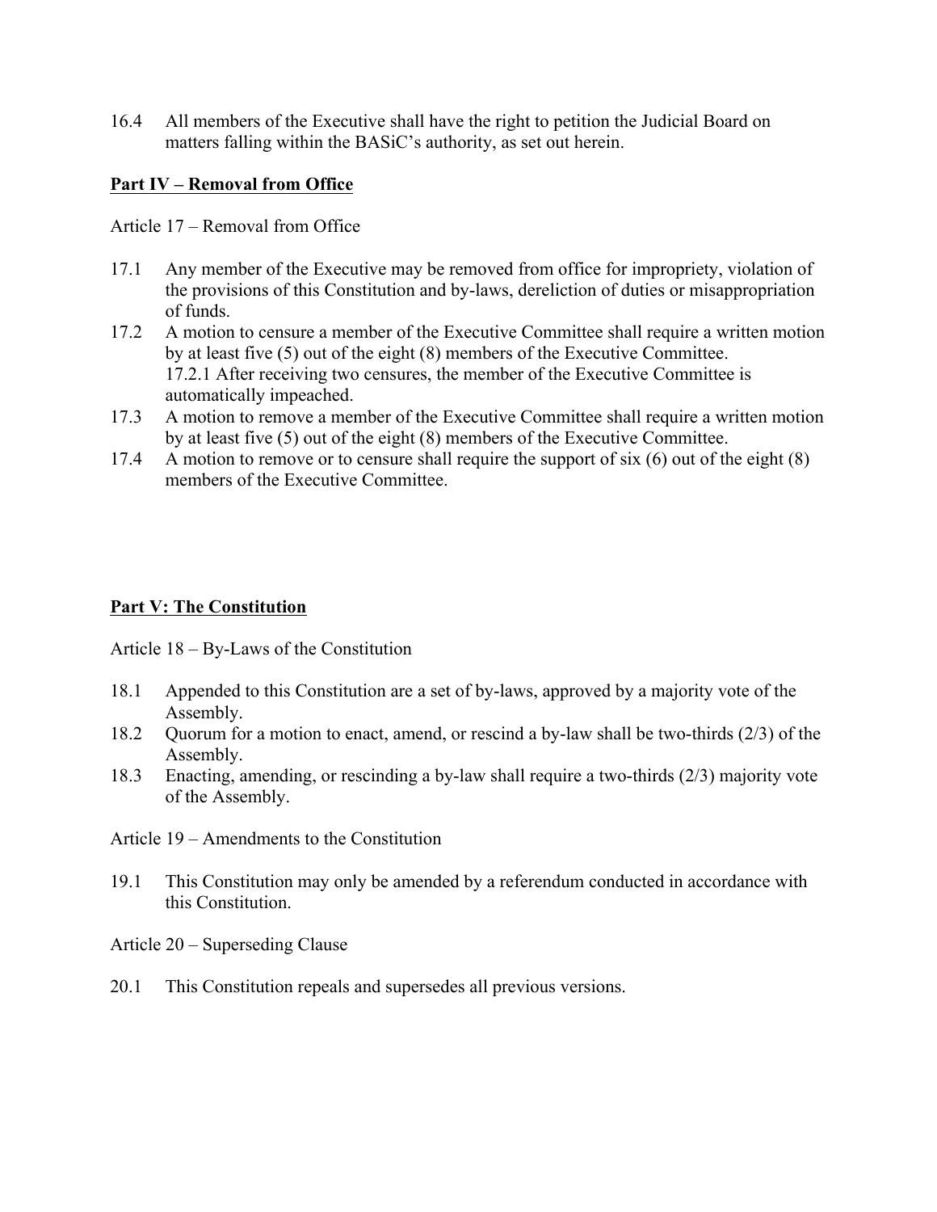16.4 All members of the Executive shall have the right to petition the Judicial Board on matters falling within the BASiC's authority, as set out herein.

## **<u>Part IV – Removal from Office</u>**

Article 17 – Removal from Office

17.1 Any member of the Executive may be removed from office for impropriety, violation of the provisions of this Constitution and by-laws, dereliction of duties or misappropriation of funds.

17.2 A motion to censure a member of the Executive Committee shall require a written motion by at least five (5) out of the eight (8) members of the Executive Committee.
17.2.1 After receiving two censures, the member of the Executive Committee is automatically impeached.

17.3 A motion to remove a member of the Executive Committee shall require a written motion by at least five (5) out of the eight (8) members of the Executive Committee.

17.4 A motion to remove or to censure shall require the support of six (6) out of the eight (8) members of the Executive Committee.

## **<u>Part V: The Constitution</u>**

Article 18 – By-Laws of the Constitution

18.1 Appended to this Constitution are a set of by-laws, approved by a majority vote of the Assembly.

18.2 Quorum for a motion to enact, amend, or rescind a by-law shall be two-thirds (2/3) of the Assembly.

18.3 Enacting, amending, or rescinding a by-law shall require a two-thirds (2/3) majority vote of the Assembly.

Article 19 – Amendments to the Constitution

19.1 This Constitution may only be amended by a referendum conducted in accordance with this Constitution.

Article 20 – Superseding Clause

20.1 This Constitution repeals and supersedes all previous versions.